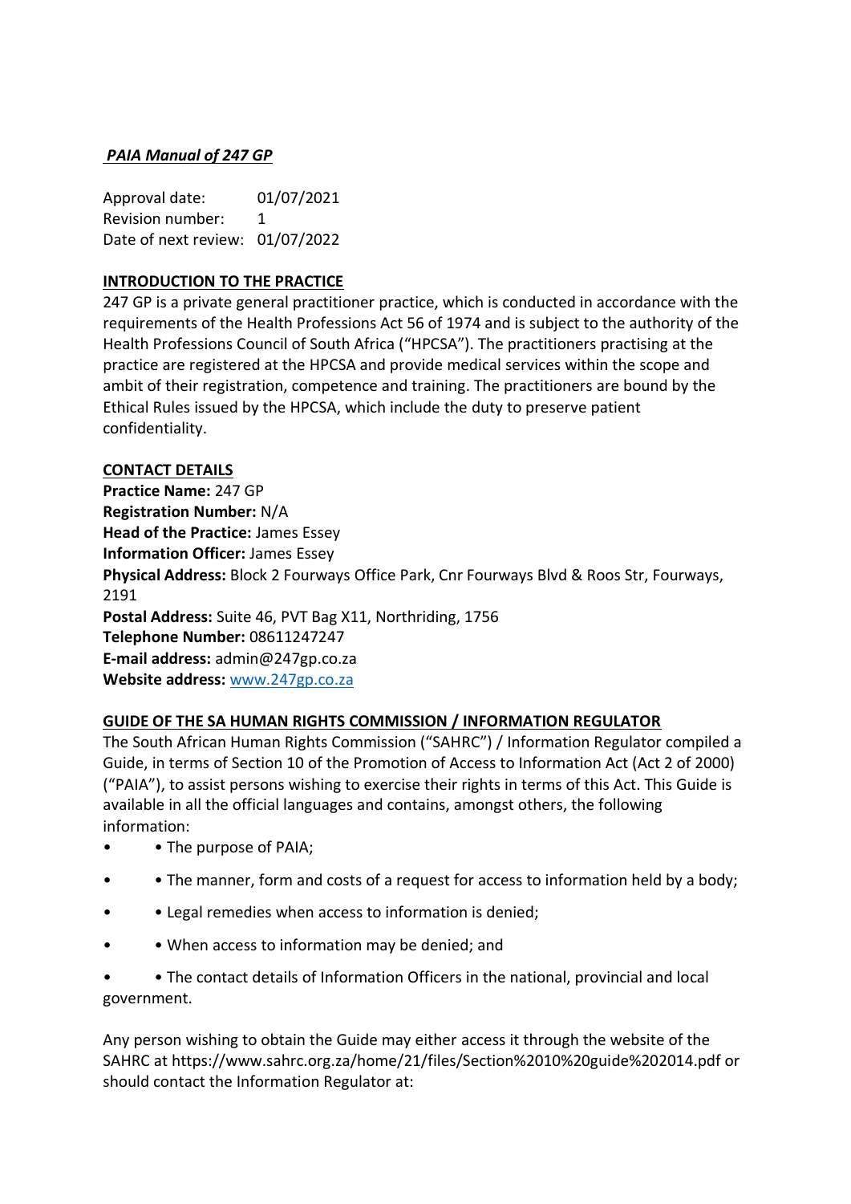***PAIA Manual of 247 GP***

Approval date: 01/07/2021
Revision number: 1
Date of next review: 01/07/2022

## INTRODUCTION TO THE PRACTICE

247 GP is a private general practitioner practice, which is conducted in accordance with the requirements of the Health Professions Act 56 of 1974 and is subject to the authority of the Health Professions Council of South Africa ("HPCSA"). The practitioners practising at the practice are registered at the HPCSA and provide medical services within the scope and ambit of their registration, competence and training. The practitioners are bound by the Ethical Rules issued by the HPCSA, which include the duty to preserve patient confidentiality.

## CONTACT DETAILS

**Practice Name:** 247 GP
**Registration Number:** N/A
**Head of the Practice:** James Essey
**Information Officer:** James Essey
**Physical Address:** Block 2 Fourways Office Park, Cnr Fourways Blvd & Roos Str, Fourways, 2191
**Postal Address:** Suite 46, PVT Bag X11, Northriding, 1756
**Telephone Number:** 08611247247
**E-mail address:** admin@247gp.co.za
**Website address:** www.247gp.co.za

## GUIDE OF THE SA HUMAN RIGHTS COMMISSION / INFORMATION REGULATOR

The South African Human Rights Commission ("SAHRC") / Information Regulator compiled a Guide, in terms of Section 10 of the Promotion of Access to Information Act (Act 2 of 2000) ("PAIA"), to assist persons wishing to exercise their rights in terms of this Act. This Guide is available in all the official languages and contains, amongst others, the following information:

- • The purpose of PAIA;
- • The manner, form and costs of a request for access to information held by a body;
- • Legal remedies when access to information is denied;
- • When access to information may be denied; and
- • The contact details of Information Officers in the national, provincial and local government.

Any person wishing to obtain the Guide may either access it through the website of the SAHRC at https://www.sahrc.org.za/home/21/files/Section%2010%20guide%202014.pdf or should contact the Information Regulator at: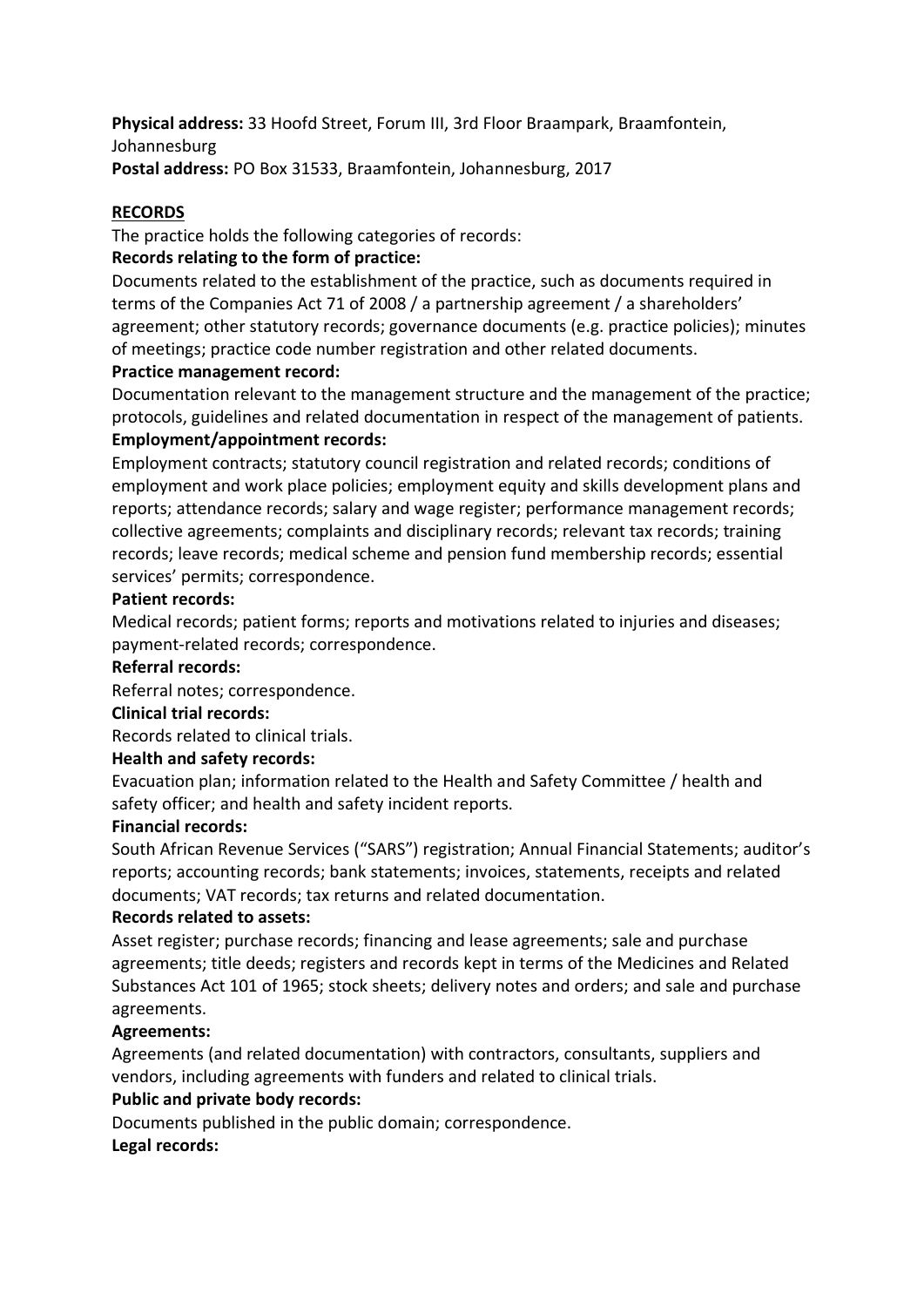**Physical address:** 33 Hoofd Street, Forum III, 3rd Floor Braampark, Braamfontein, Johannesburg
**Postal address:** PO Box 31533, Braamfontein, Johannesburg, 2017

## RECORDS

The practice holds the following categories of records:

**Records relating to the form of practice:**
Documents related to the establishment of the practice, such as documents required in terms of the Companies Act 71 of 2008 / a partnership agreement / a shareholders' agreement; other statutory records; governance documents (e.g. practice policies); minutes of meetings; practice code number registration and other related documents.

**Practice management record:**
Documentation relevant to the management structure and the management of the practice; protocols, guidelines and related documentation in respect of the management of patients.

**Employment/appointment records:**
Employment contracts; statutory council registration and related records; conditions of employment and work place policies; employment equity and skills development plans and reports; attendance records; salary and wage register; performance management records; collective agreements; complaints and disciplinary records; relevant tax records; training records; leave records; medical scheme and pension fund membership records; essential services' permits; correspondence.

**Patient records:**
Medical records; patient forms; reports and motivations related to injuries and diseases; payment-related records; correspondence.

**Referral records:**
Referral notes; correspondence.

**Clinical trial records:**
Records related to clinical trials.

**Health and safety records:**
Evacuation plan; information related to the Health and Safety Committee / health and safety officer; and health and safety incident reports.

**Financial records:**
South African Revenue Services ("SARS") registration; Annual Financial Statements; auditor's reports; accounting records; bank statements; invoices, statements, receipts and related documents; VAT records; tax returns and related documentation.

**Records related to assets:**
Asset register; purchase records; financing and lease agreements; sale and purchase agreements; title deeds; registers and records kept in terms of the Medicines and Related Substances Act 101 of 1965; stock sheets; delivery notes and orders; and sale and purchase agreements.

**Agreements:**
Agreements (and related documentation) with contractors, consultants, suppliers and vendors, including agreements with funders and related to clinical trials.

**Public and private body records:**
Documents published in the public domain; correspondence.

**Legal records:**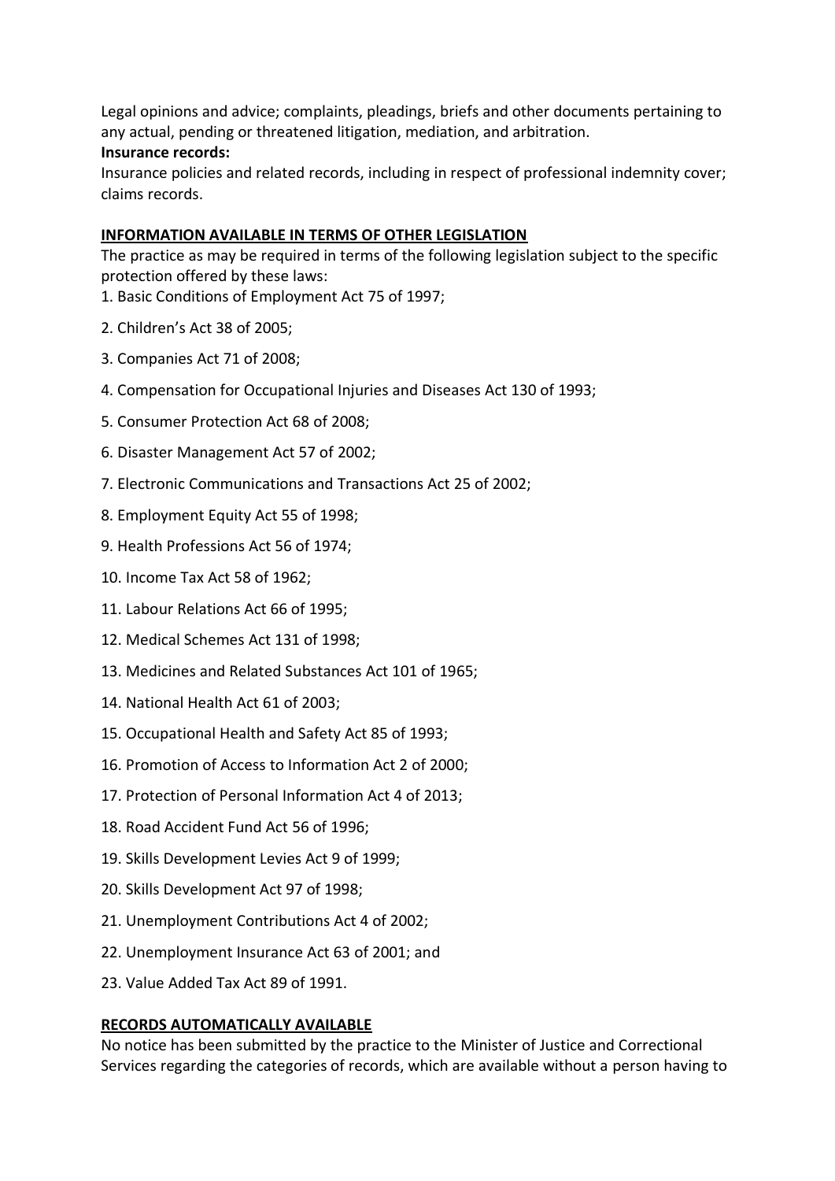Legal opinions and advice; complaints, pleadings, briefs and other documents pertaining to any actual, pending or threatened litigation, mediation, and arbitration.

**Insurance records:**

Insurance policies and related records, including in respect of professional indemnity cover; claims records.

## INFORMATION AVAILABLE IN TERMS OF OTHER LEGISLATION

The practice as may be required in terms of the following legislation subject to the specific protection offered by these laws:

1. Basic Conditions of Employment Act 75 of 1997;
2. Children's Act 38 of 2005;
3. Companies Act 71 of 2008;
4. Compensation for Occupational Injuries and Diseases Act 130 of 1993;
5. Consumer Protection Act 68 of 2008;
6. Disaster Management Act 57 of 2002;
7. Electronic Communications and Transactions Act 25 of 2002;
8. Employment Equity Act 55 of 1998;
9. Health Professions Act 56 of 1974;
10. Income Tax Act 58 of 1962;
11. Labour Relations Act 66 of 1995;
12. Medical Schemes Act 131 of 1998;
13. Medicines and Related Substances Act 101 of 1965;
14. National Health Act 61 of 2003;
15. Occupational Health and Safety Act 85 of 1993;
16. Promotion of Access to Information Act 2 of 2000;
17. Protection of Personal Information Act 4 of 2013;
18. Road Accident Fund Act 56 of 1996;
19. Skills Development Levies Act 9 of 1999;
20. Skills Development Act 97 of 1998;
21. Unemployment Contributions Act 4 of 2002;
22. Unemployment Insurance Act 63 of 2001; and
23. Value Added Tax Act 89 of 1991.

## RECORDS AUTOMATICALLY AVAILABLE

No notice has been submitted by the practice to the Minister of Justice and Correctional Services regarding the categories of records, which are available without a person having to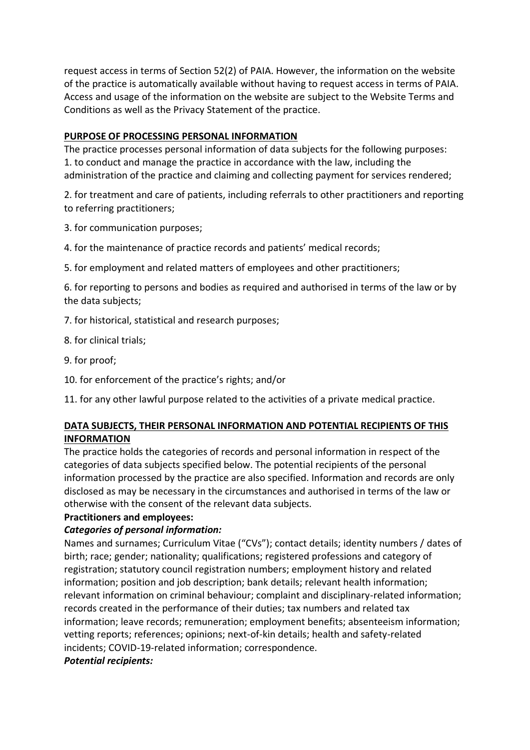request access in terms of Section 52(2) of PAIA. However, the information on the website of the practice is automatically available without having to request access in terms of PAIA. Access and usage of the information on the website are subject to the Website Terms and Conditions as well as the Privacy Statement of the practice.

## PURPOSE OF PROCESSING PERSONAL INFORMATION

The practice processes personal information of data subjects for the following purposes:

1. to conduct and manage the practice in accordance with the law, including the administration of the practice and claiming and collecting payment for services rendered;
2. for treatment and care of patients, including referrals to other practitioners and reporting to referring practitioners;
3. for communication purposes;
4. for the maintenance of practice records and patients' medical records;
5. for employment and related matters of employees and other practitioners;
6. for reporting to persons and bodies as required and authorised in terms of the law or by the data subjects;
7. for historical, statistical and research purposes;
8. for clinical trials;
9. for proof;
10. for enforcement of the practice's rights; and/or
11. for any other lawful purpose related to the activities of a private medical practice.

## DATA SUBJECTS, THEIR PERSONAL INFORMATION AND POTENTIAL RECIPIENTS OF THIS INFORMATION

The practice holds the categories of records and personal information in respect of the categories of data subjects specified below. The potential recipients of the personal information processed by the practice are also specified. Information and records are only disclosed as may be necessary in the circumstances and authorised in terms of the law or otherwise with the consent of the relevant data subjects.

**Practitioners and employees:**

***Categories of personal information:***

Names and surnames; Curriculum Vitae ("CVs"); contact details; identity numbers / dates of birth; race; gender; nationality; qualifications; registered professions and category of registration; statutory council registration numbers; employment history and related information; position and job description; bank details; relevant health information; relevant information on criminal behaviour; complaint and disciplinary-related information; records created in the performance of their duties; tax numbers and related tax information; leave records; remuneration; employment benefits; absenteeism information; vetting reports; references; opinions; next-of-kin details; health and safety-related incidents; COVID-19-related information; correspondence.

***Potential recipients:***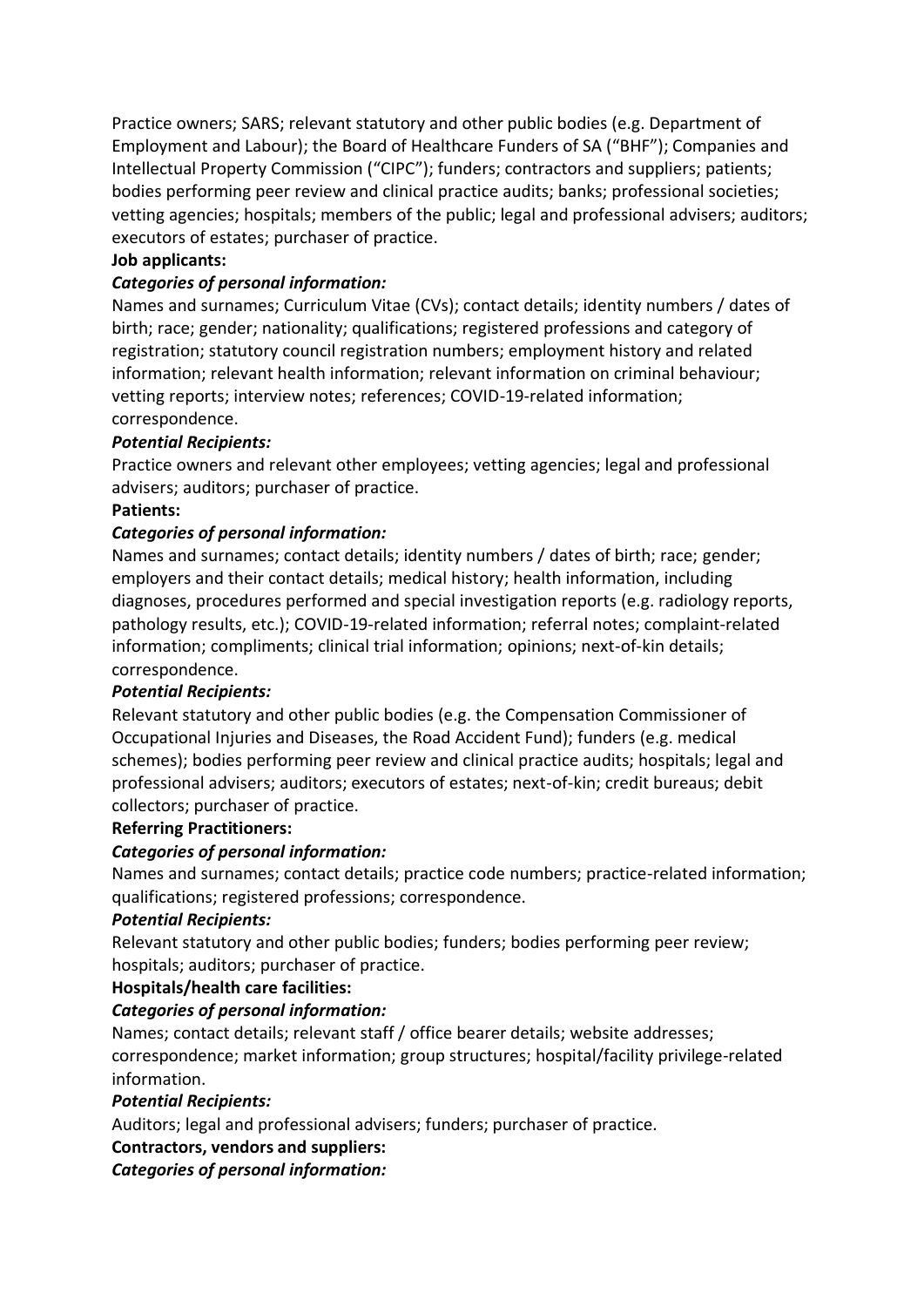Practice owners; SARS; relevant statutory and other public bodies (e.g. Department of Employment and Labour); the Board of Healthcare Funders of SA ("BHF"); Companies and Intellectual Property Commission ("CIPC"); funders; contractors and suppliers; patients; bodies performing peer review and clinical practice audits; banks; professional societies; vetting agencies; hospitals; members of the public; legal and professional advisers; auditors; executors of estates; purchaser of practice.

**Job applicants:**

***Categories of personal information:***

Names and surnames; Curriculum Vitae (CVs); contact details; identity numbers / dates of birth; race; gender; nationality; qualifications; registered professions and category of registration; statutory council registration numbers; employment history and related information; relevant health information; relevant information on criminal behaviour; vetting reports; interview notes; references; COVID-19-related information; correspondence.

***Potential Recipients:***

Practice owners and relevant other employees; vetting agencies; legal and professional advisers; auditors; purchaser of practice.

**Patients:**

***Categories of personal information:***

Names and surnames; contact details; identity numbers / dates of birth; race; gender; employers and their contact details; medical history; health information, including diagnoses, procedures performed and special investigation reports (e.g. radiology reports, pathology results, etc.); COVID-19-related information; referral notes; complaint-related information; compliments; clinical trial information; opinions; next-of-kin details; correspondence.

***Potential Recipients:***

Relevant statutory and other public bodies (e.g. the Compensation Commissioner of Occupational Injuries and Diseases, the Road Accident Fund); funders (e.g. medical schemes); bodies performing peer review and clinical practice audits; hospitals; legal and professional advisers; auditors; executors of estates; next-of-kin; credit bureaus; debit collectors; purchaser of practice.

**Referring Practitioners:**

***Categories of personal information:***

Names and surnames; contact details; practice code numbers; practice-related information; qualifications; registered professions; correspondence.

***Potential Recipients:***

Relevant statutory and other public bodies; funders; bodies performing peer review; hospitals; auditors; purchaser of practice.

**Hospitals/health care facilities:**

***Categories of personal information:***

Names; contact details; relevant staff / office bearer details; website addresses; correspondence; market information; group structures; hospital/facility privilege-related information.

***Potential Recipients:***

Auditors; legal and professional advisers; funders; purchaser of practice.

**Contractors, vendors and suppliers:**

***Categories of personal information:***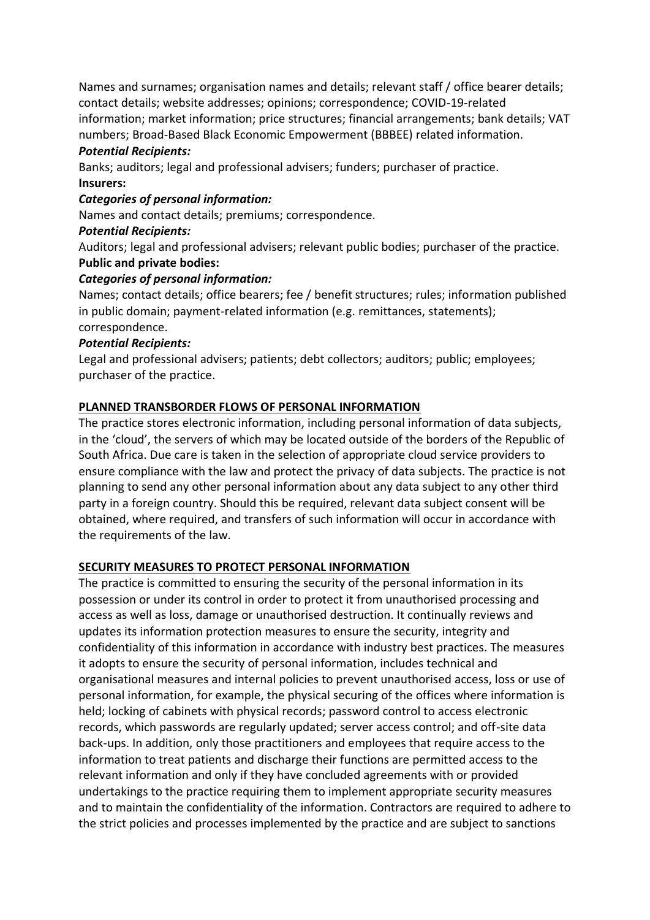Names and surnames; organisation names and details; relevant staff / office bearer details; contact details; website addresses; opinions; correspondence; COVID-19-related information; market information; price structures; financial arrangements; bank details; VAT numbers; Broad-Based Black Economic Empowerment (BBBEE) related information.

***Potential Recipients:***

Banks; auditors; legal and professional advisers; funders; purchaser of practice.

**Insurers:**

***Categories of personal information:***

Names and contact details; premiums; correspondence.

***Potential Recipients:***

Auditors; legal and professional advisers; relevant public bodies; purchaser of the practice.

**Public and private bodies:**

***Categories of personal information:***

Names; contact details; office bearers; fee / benefit structures; rules; information published in public domain; payment-related information (e.g. remittances, statements); correspondence.

***Potential Recipients:***

Legal and professional advisers; patients; debt collectors; auditors; public; employees; purchaser of the practice.

**PLANNED TRANSBORDER FLOWS OF PERSONAL INFORMATION**

The practice stores electronic information, including personal information of data subjects, in the 'cloud', the servers of which may be located outside of the borders of the Republic of South Africa. Due care is taken in the selection of appropriate cloud service providers to ensure compliance with the law and protect the privacy of data subjects. The practice is not planning to send any other personal information about any data subject to any other third party in a foreign country. Should this be required, relevant data subject consent will be obtained, where required, and transfers of such information will occur in accordance with the requirements of the law.

**SECURITY MEASURES TO PROTECT PERSONAL INFORMATION**

The practice is committed to ensuring the security of the personal information in its possession or under its control in order to protect it from unauthorised processing and access as well as loss, damage or unauthorised destruction. It continually reviews and updates its information protection measures to ensure the security, integrity and confidentiality of this information in accordance with industry best practices. The measures it adopts to ensure the security of personal information, includes technical and organisational measures and internal policies to prevent unauthorised access, loss or use of personal information, for example, the physical securing of the offices where information is held; locking of cabinets with physical records; password control to access electronic records, which passwords are regularly updated; server access control; and off-site data back-ups. In addition, only those practitioners and employees that require access to the information to treat patients and discharge their functions are permitted access to the relevant information and only if they have concluded agreements with or provided undertakings to the practice requiring them to implement appropriate security measures and to maintain the confidentiality of the information. Contractors are required to adhere to the strict policies and processes implemented by the practice and are subject to sanctions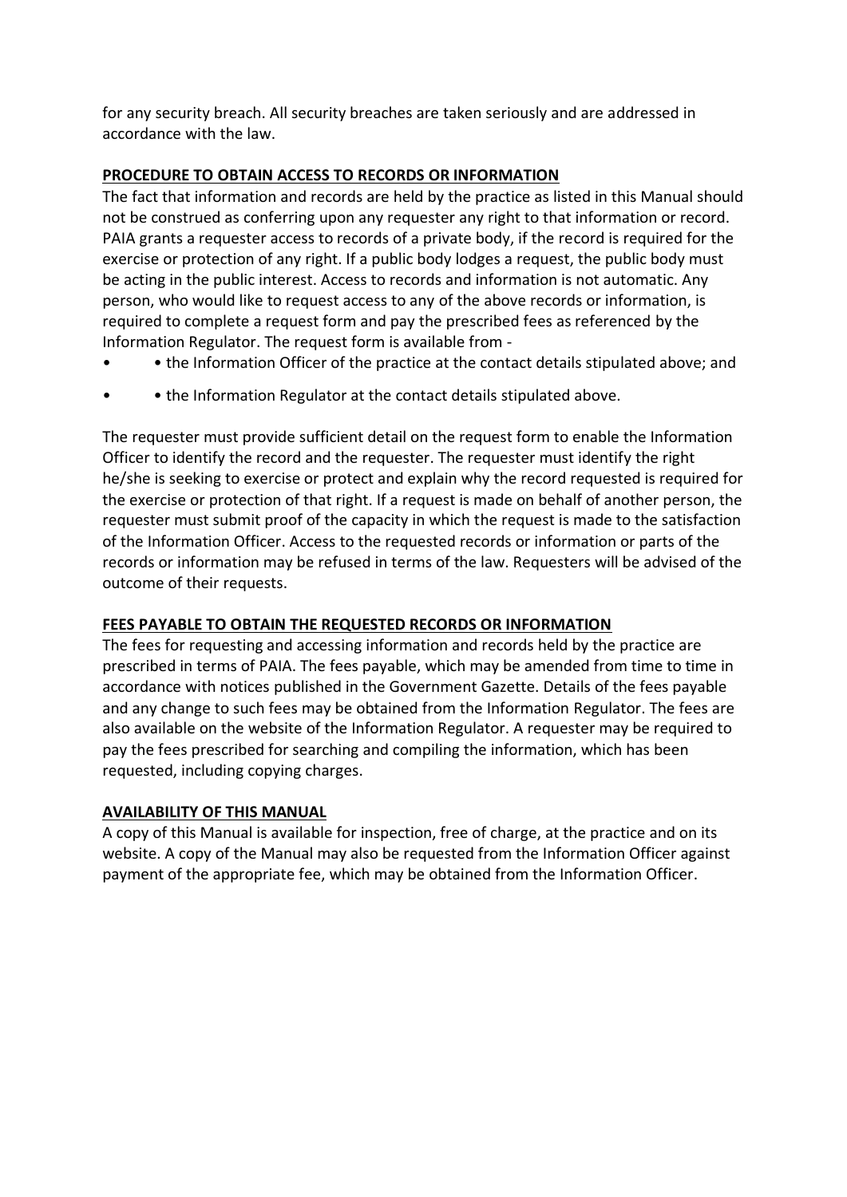for any security breach. All security breaches are taken seriously and are addressed in accordance with the law.

## **PROCEDURE TO OBTAIN ACCESS TO RECORDS OR INFORMATION**

The fact that information and records are held by the practice as listed in this Manual should not be construed as conferring upon any requester any right to that information or record. PAIA grants a requester access to records of a private body, if the record is required for the exercise or protection of any right. If a public body lodges a request, the public body must be acting in the public interest. Access to records and information is not automatic. Any person, who would like to request access to any of the above records or information, is required to complete a request form and pay the prescribed fees as referenced by the Information Regulator. The request form is available from -

- • the Information Officer of the practice at the contact details stipulated above; and
- • the Information Regulator at the contact details stipulated above.

The requester must provide sufficient detail on the request form to enable the Information Officer to identify the record and the requester. The requester must identify the right he/she is seeking to exercise or protect and explain why the record requested is required for the exercise or protection of that right. If a request is made on behalf of another person, the requester must submit proof of the capacity in which the request is made to the satisfaction of the Information Officer. Access to the requested records or information or parts of the records or information may be refused in terms of the law. Requesters will be advised of the outcome of their requests.

## **FEES PAYABLE TO OBTAIN THE REQUESTED RECORDS OR INFORMATION**

The fees for requesting and accessing information and records held by the practice are prescribed in terms of PAIA. The fees payable, which may be amended from time to time in accordance with notices published in the Government Gazette. Details of the fees payable and any change to such fees may be obtained from the Information Regulator. The fees are also available on the website of the Information Regulator. A requester may be required to pay the fees prescribed for searching and compiling the information, which has been requested, including copying charges.

## **AVAILABILITY OF THIS MANUAL**

A copy of this Manual is available for inspection, free of charge, at the practice and on its website. A copy of the Manual may also be requested from the Information Officer against payment of the appropriate fee, which may be obtained from the Information Officer.